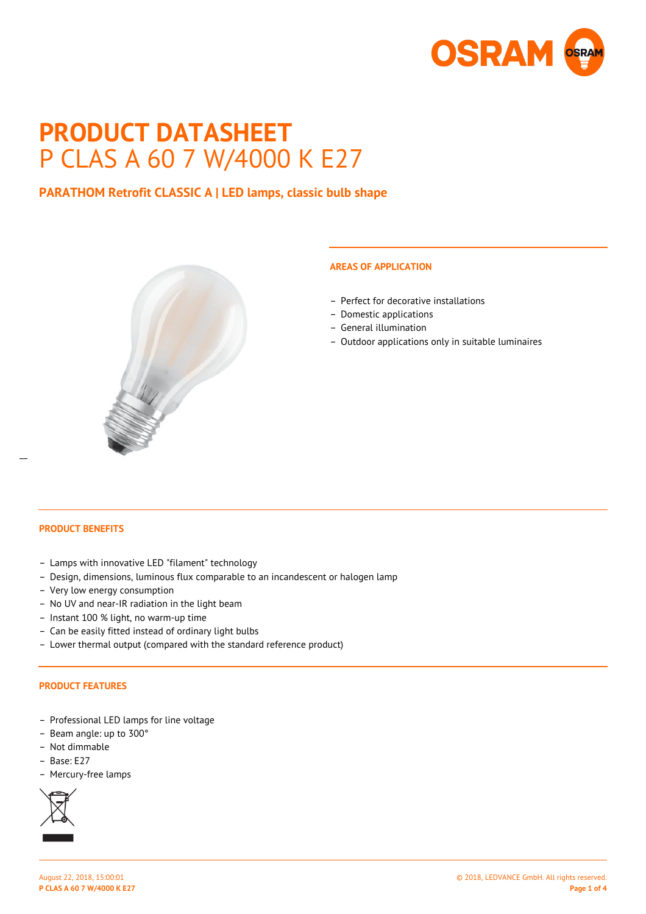# PRODUCT DATASHEET
# P CLAS A 60 7 W/4000 K E27

## PARATHOM Retrofit CLASSIC A | LED lamps, classic bulb shape

### AREAS OF APPLICATION

- Perfect for decorative installations
- Domestic applications
- General illumination
- Outdoor applications only in suitable luminaires

### PRODUCT BENEFITS

- Lamps with innovative LED "filament" technology
- Design, dimensions, luminous flux comparable to an incandescent or halogen lamp
- Very low energy consumption
- No UV and near-IR radiation in the light beam
- Instant 100 % light, no warm-up time
- Can be easily fitted instead of ordinary light bulbs
- Lower thermal output (compared with the standard reference product)

### PRODUCT FEATURES

- Professional LED lamps for line voltage
- Beam angle: up to 300°
- Not dimmable
- Base: E27
- Mercury-free lamps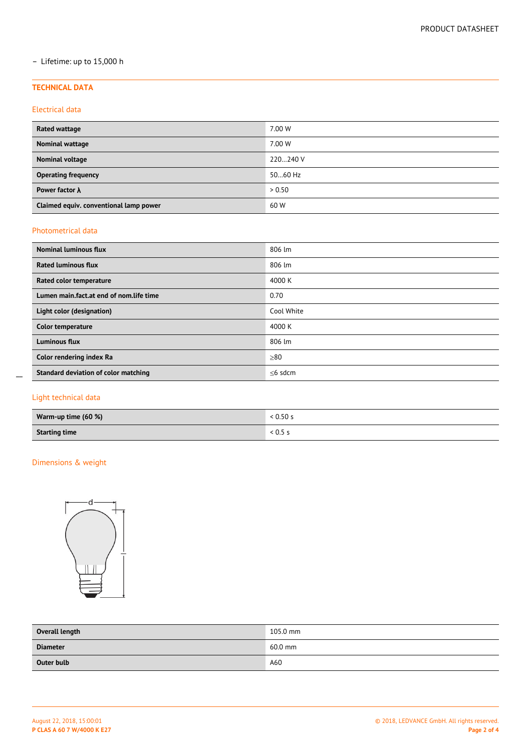- Lifetime: up to 15,000 h

## TECHNICAL DATA

### Electrical data

| | |
|---|---|
| **Rated wattage** | 7.00 W |
| **Nominal wattage** | 7.00 W |
| **Nominal voltage** | 220…240 V |
| **Operating frequency** | 50…60 Hz |
| **Power factor λ** | > 0.50 |
| **Claimed equiv. conventional lamp power** | 60 W |

### Photometrical data

| | |
|---|---|
| **Nominal luminous flux** | 806 lm |
| **Rated luminous flux** | 806 lm |
| **Rated color temperature** | 4000 K |
| **Lumen main.fact.at end of nom.life time** | 0.70 |
| **Light color (designation)** | Cool White |
| **Color temperature** | 4000 K |
| **Luminous flux** | 806 lm |
| **Color rendering index Ra** | ≥80 |
| **Standard deviation of color matching** | ≤6 sdcm |

### Light technical data

| | |
|---|---|
| **Warm-up time (60 %)** | < 0.50 s |
| **Starting time** | < 0.5 s |

### Dimensions & weight

| | |
|---|---|
| **Overall length** | 105.0 mm |
| **Diameter** | 60.0 mm |
| **Outer bulb** | A60 |

August 22, 2018, 15:00:01
**P CLAS A 60 7 W/4000 K E27**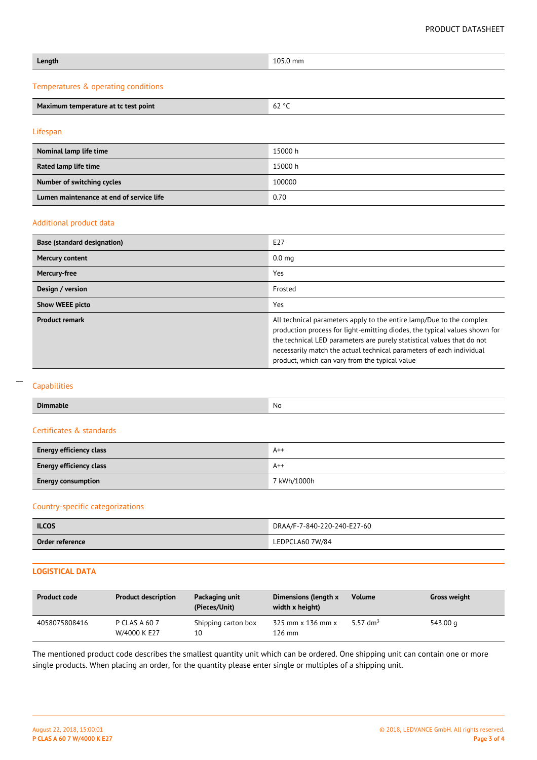| Length | 105.0 mm |
|---|---|

## Temperatures & operating conditions

| Maximum temperature at tc test point | 62 °C |
|---|---|

## Lifespan

| Nominal lamp life time | 15000 h |
|---|---|
| Rated lamp life time | 15000 h |
| Number of switching cycles | 100000 |
| Lumen maintenance at end of service life | 0.70 |

## Additional product data

| Base (standard designation) | E27 |
|---|---|
| Mercury content | 0.0 mg |
| Mercury-free | Yes |
| Design / version | Frosted |
| Show WEEE picto | Yes |
| Product remark | All technical parameters apply to the entire lamp/Due to the complex production process for light-emitting diodes, the typical values shown for the technical LED parameters are purely statistical values that do not necessarily match the actual technical parameters of each individual product, which can vary from the typical value |

## Capabilities

| Dimmable | No |
|---|---|

## Certificates & standards

| Energy efficiency class | A++ |
|---|---|
| Energy efficiency class | A++ |
| Energy consumption | 7 kWh/1000h |

## Country-specific categorizations

| ILCOS | DRAA/F-7-840-220-240-E27-60 |
|---|---|
| Order reference | LEDPCLA60 7W/84 |

## LOGISTICAL DATA

| Product code | Product description | Packaging unit (Pieces/Unit) | Dimensions (length x width x height) | Volume | Gross weight |
|---|---|---|---|---|---|
| 4058075808416 | P CLAS A 60 7 W/4000 K E27 | Shipping carton box 10 | 325 mm x 136 mm x 126 mm | 5.57 dm³ | 543.00 g |

The mentioned product code describes the smallest quantity unit which can be ordered. One shipping unit can contain one or more single products. When placing an order, for the quantity please enter single or multiples of a shipping unit.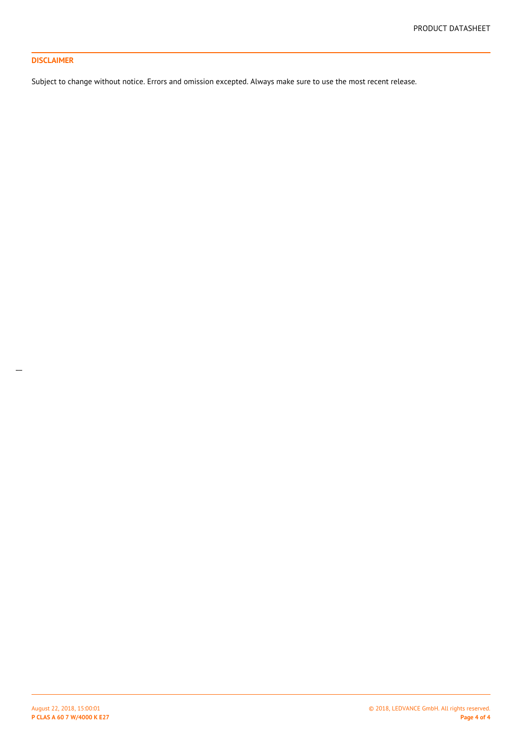## DISCLAIMER

Subject to change without notice. Errors and omission excepted. Always make sure to use the most recent release.